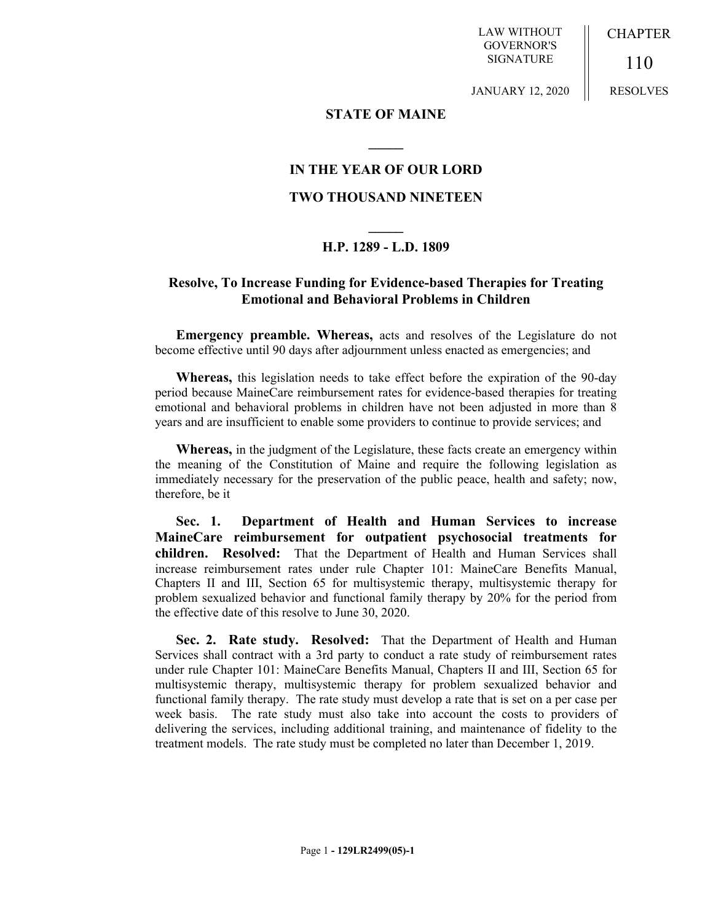LAW WITHOUT GOVERNOR'S SIGNATURE

JANUARY 12, 2020

CHAPTER

110

RESOLVES

**STATE OF MAINE**

**IN THE YEAR OF OUR LORD**

**TWO THOUSAND NINETEEN**

**H.P. 1289 - L.D. 1809**

## Resolve, To Increase Funding for Evidence-based Therapies for Treating Emotional and Behavioral Problems in Children

**Emergency preamble. Whereas,** acts and resolves of the Legislature do not become effective until 90 days after adjournment unless enacted as emergencies; and

**Whereas,** this legislation needs to take effect before the expiration of the 90-day period because MaineCare reimbursement rates for evidence-based therapies for treating emotional and behavioral problems in children have not been adjusted in more than 8 years and are insufficient to enable some providers to continue to provide services; and

**Whereas,** in the judgment of the Legislature, these facts create an emergency within the meaning of the Constitution of Maine and require the following legislation as immediately necessary for the preservation of the public peace, health and safety; now, therefore, be it

**Sec. 1. Department of Health and Human Services to increase MaineCare reimbursement for outpatient psychosocial treatments for children. Resolved:** That the Department of Health and Human Services shall increase reimbursement rates under rule Chapter 101: MaineCare Benefits Manual, Chapters II and III, Section 65 for multisystemic therapy, multisystemic therapy for problem sexualized behavior and functional family therapy by 20% for the period from the effective date of this resolve to June 30, 2020.

**Sec. 2. Rate study. Resolved:** That the Department of Health and Human Services shall contract with a 3rd party to conduct a rate study of reimbursement rates under rule Chapter 101: MaineCare Benefits Manual, Chapters II and III, Section 65 for multisystemic therapy, multisystemic therapy for problem sexualized behavior and functional family therapy. The rate study must develop a rate that is set on a per case per week basis. The rate study must also take into account the costs to providers of delivering the services, including additional training, and maintenance of fidelity to the treatment models. The rate study must be completed no later than December 1, 2019.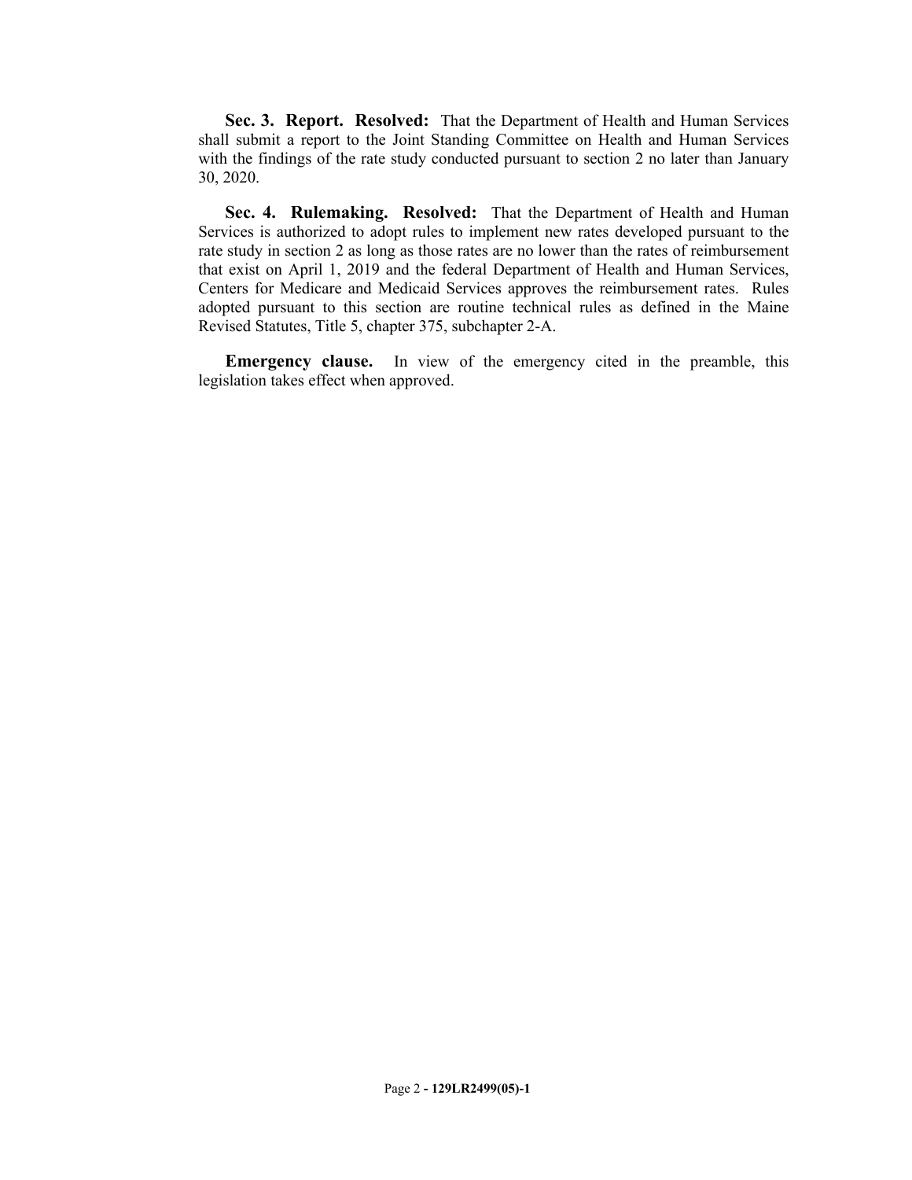**Sec. 3. Report. Resolved:** That the Department of Health and Human Services shall submit a report to the Joint Standing Committee on Health and Human Services with the findings of the rate study conducted pursuant to section 2 no later than January 30, 2020.

**Sec. 4. Rulemaking. Resolved:** That the Department of Health and Human Services is authorized to adopt rules to implement new rates developed pursuant to the rate study in section 2 as long as those rates are no lower than the rates of reimbursement that exist on April 1, 2019 and the federal Department of Health and Human Services, Centers for Medicare and Medicaid Services approves the reimbursement rates. Rules adopted pursuant to this section are routine technical rules as defined in the Maine Revised Statutes, Title 5, chapter 375, subchapter 2-A.

**Emergency clause.** In view of the emergency cited in the preamble, this legislation takes effect when approved.